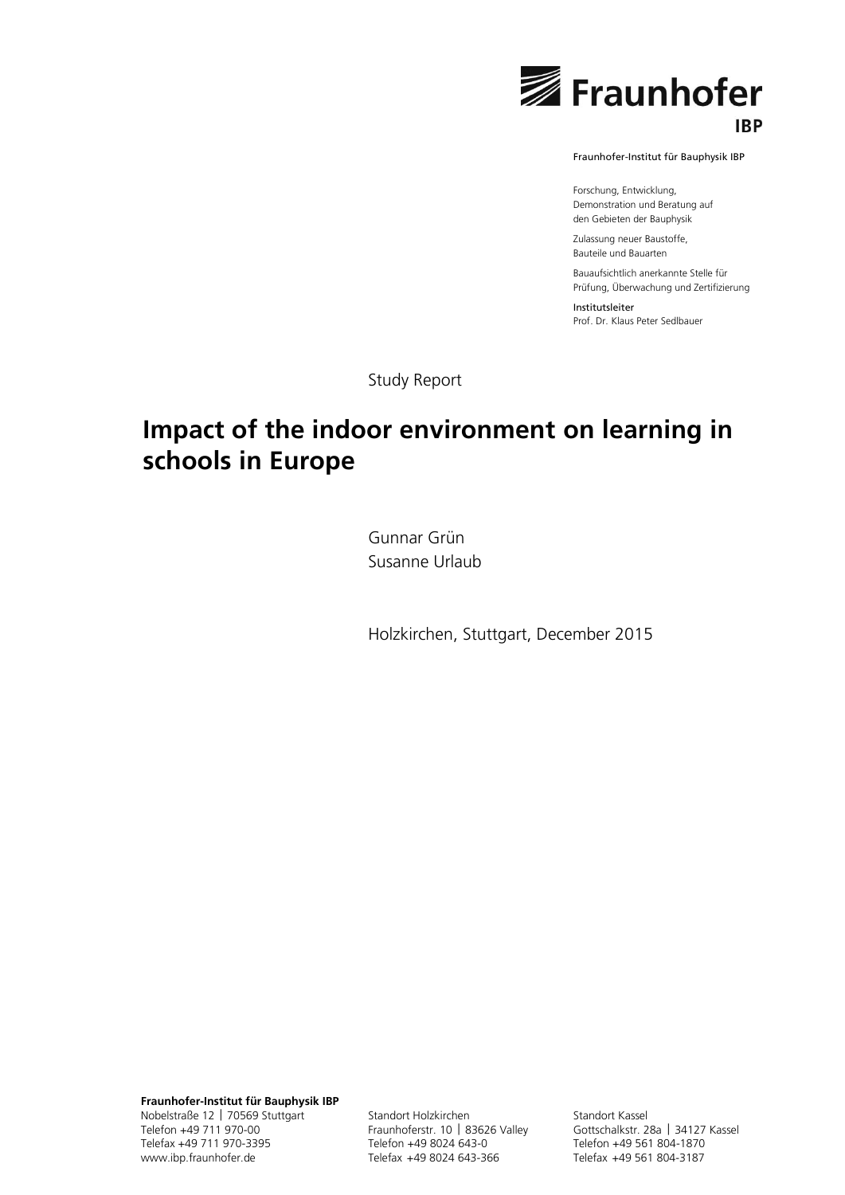Fraunhofer

IBP

Fraunhofer-Institut für Bauphysik IBP

Forschung, Entwicklung, Demonstration und Beratung auf den Gebieten der Bauphysik

Zulassung neuer Baustoffe, Bauteile und Bauarten

Bauaufsichtlich anerkannte Stelle für Prüfung, Überwachung und Zertifizierung

Institutsleiter
Prof. Dr. Klaus Peter Sedlbauer

Study Report

# Impact of the indoor environment on learning in schools in Europe

Gunnar Grün
Susanne Urlaub

Holzkirchen, Stuttgart, December 2015

**Fraunhofer-Institut für Bauphysik IBP**
Nobelstraße 12 | 70569 Stuttgart
Telefon +49 711 970-00
Telefax +49 711 970-3395
www.ibp.fraunhofer.de

Standort Holzkirchen
Fraunhoferstr. 10 | 83626 Valley
Telefon +49 8024 643-0
Telefax +49 8024 643-366

Standort Kassel
Gottschalkstr. 28a | 34127 Kassel
Telefon +49 561 804-1870
Telefax +49 561 804-3187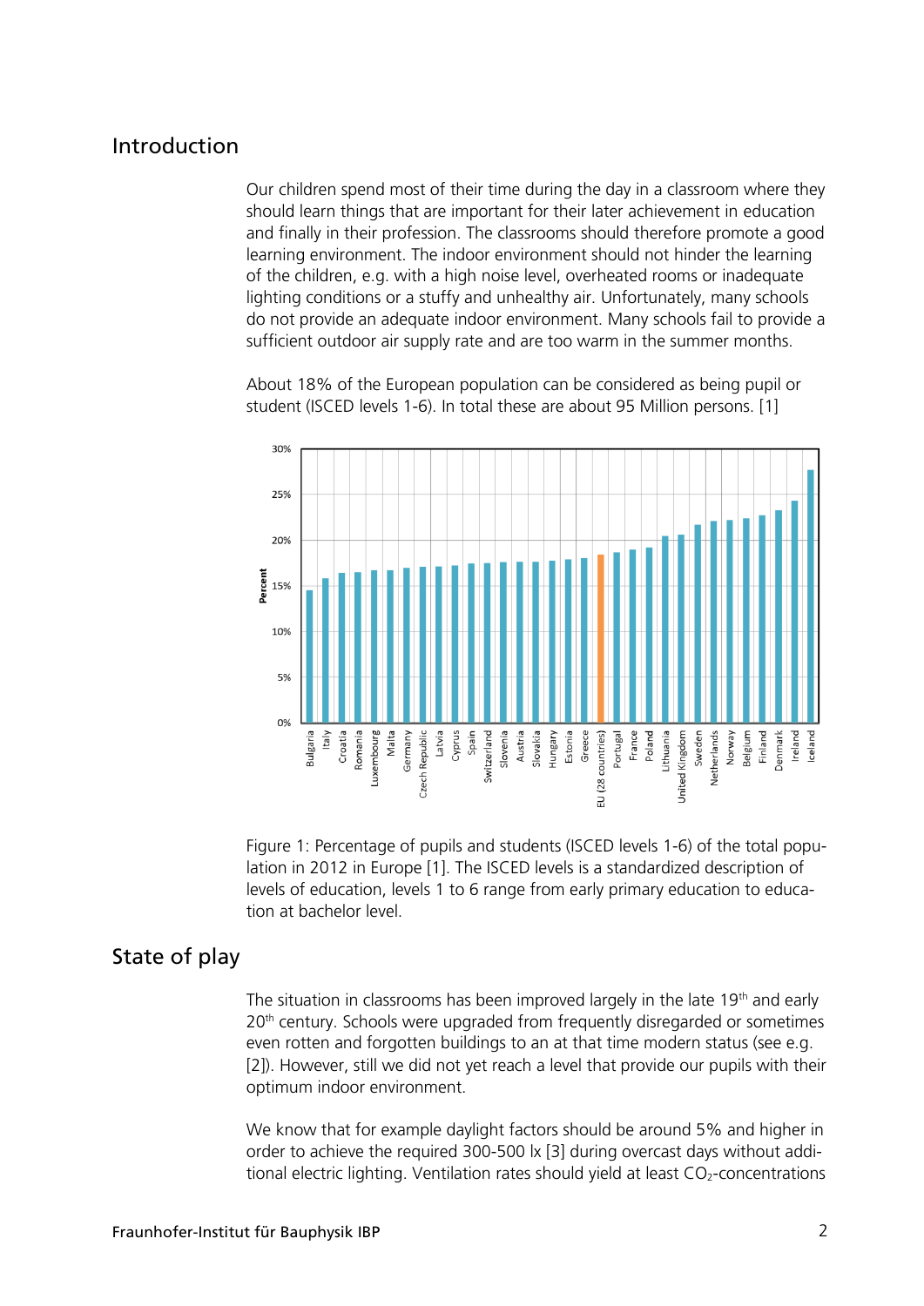## Introduction

Our children spend most of their time during the day in a classroom where they should learn things that are important for their later achievement in education and finally in their profession. The classrooms should therefore promote a good learning environment. The indoor environment should not hinder the learning of the children, e.g. with a high noise level, overheated rooms or inadequate lighting conditions or a stuffy and unhealthy air. Unfortunately, many schools do not provide an adequate indoor environment. Many schools fail to provide a sufficient outdoor air supply rate and are too warm in the summer months.

About 18% of the European population can be considered as being pupil or student (ISCED levels 1-6). In total these are about 95 Million persons. [1]

Figure 1: Percentage of pupils and students (ISCED levels 1-6) of the total population in 2012 in Europe [1]. The ISCED levels is a standardized description of levels of education, levels 1 to 6 range from early primary education to education at bachelor level.

## State of play

The situation in classrooms has been improved largely in the late 19th and early 20th century. Schools were upgraded from frequently disregarded or sometimes even rotten and forgotten buildings to an at that time modern status (see e.g. [2]). However, still we did not yet reach a level that provide our pupils with their optimum indoor environment.

We know that for example daylight factors should be around 5% and higher in order to achieve the required 300-500 lx [3] during overcast days without additional electric lighting. Ventilation rates should yield at least $CO_2$-concentrations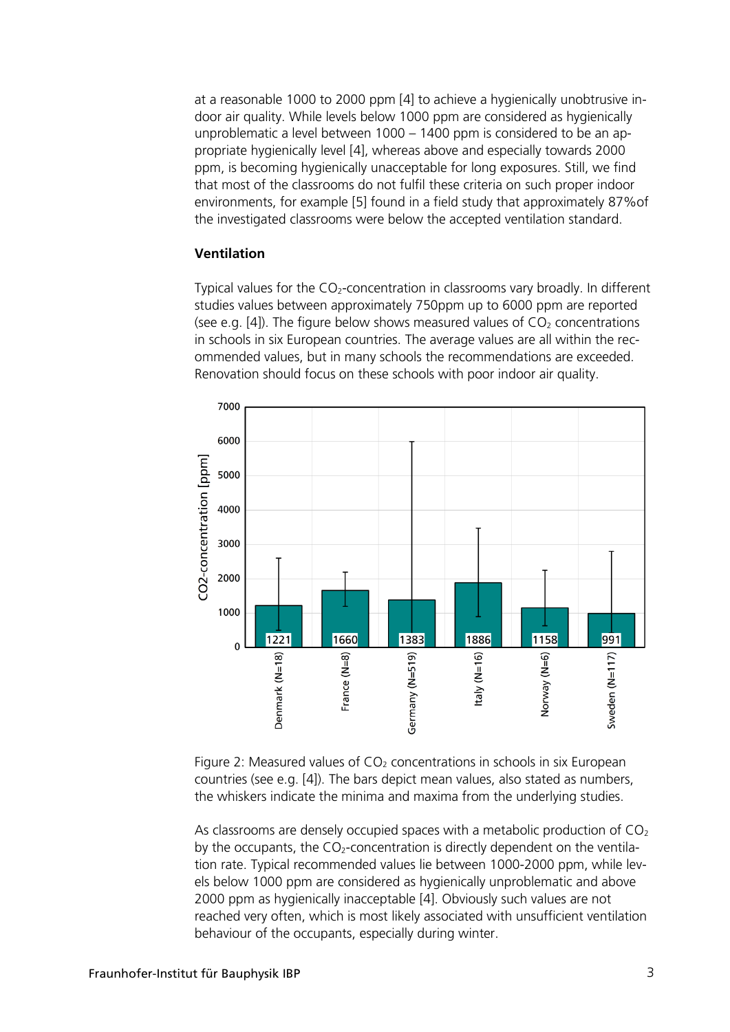at a reasonable 1000 to 2000 ppm [4] to achieve a hygienically unobtrusive indoor air quality. While levels below 1000 ppm are considered as hygienically unproblematic a level between 1000 – 1400 ppm is considered to be an appropriate hygienically level [4], whereas above and especially towards 2000 ppm, is becoming hygienically unacceptable for long exposures. Still, we find that most of the classrooms do not fulfil these criteria on such proper indoor environments, for example [5] found in a field study that approximately 87%of the investigated classrooms were below the accepted ventilation standard.

**Ventilation**

Typical values for the $CO_2$-concentration in classrooms vary broadly. In different studies values between approximately 750ppm up to 6000 ppm are reported (see e.g. [4]). The figure below shows measured values of $CO_2$ concentrations in schools in six European countries. The average values are all within the recommended values, but in many schools the recommendations are exceeded. Renovation should focus on these schools with poor indoor air quality.

Figure 2: Measured values of $CO_2$ concentrations in schools in six European countries (see e.g. [4]). The bars depict mean values, also stated as numbers, the whiskers indicate the minima and maxima from the underlying studies.

As classrooms are densely occupied spaces with a metabolic production of $CO_2$ by the occupants, the $CO_2$-concentration is directly dependent on the ventilation rate. Typical recommended values lie between 1000-2000 ppm, while levels below 1000 ppm are considered as hygienically unproblematic and above 2000 ppm as hygienically inacceptable [4]. Obviously such values are not reached very often, which is most likely associated with unsufficient ventilation behaviour of the occupants, especially during winter.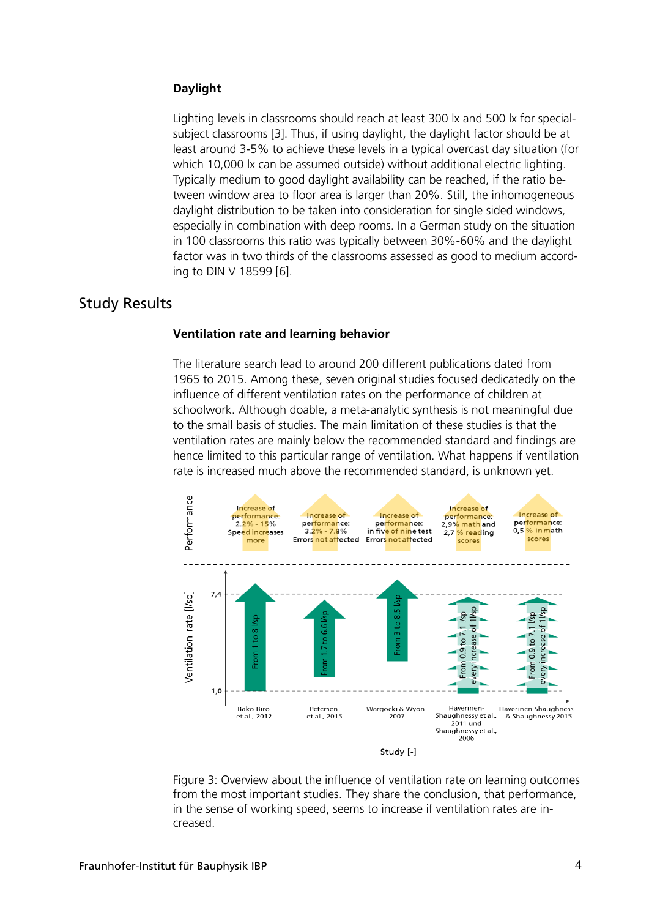### Daylight

Lighting levels in classrooms should reach at least 300 lx and 500 lx for special-subject classrooms [3]. Thus, if using daylight, the daylight factor should be at least around 3-5% to achieve these levels in a typical overcast day situation (for which 10,000 lx can be assumed outside) without additional electric lighting. Typically medium to good daylight availability can be reached, if the ratio between window area to floor area is larger than 20%. Still, the inhomogeneous daylight distribution to be taken into consideration for single sided windows, especially in combination with deep rooms. In a German study on the situation in 100 classrooms this ratio was typically between 30%-60% and the daylight factor was in two thirds of the classrooms assessed as good to medium according to DIN V 18599 [6].

## Study Results

### Ventilation rate and learning behavior

The literature search lead to around 200 different publications dated from 1965 to 2015. Among these, seven original studies focused dedicatedly on the influence of different ventilation rates on the performance of children at schoolwork. Although doable, a meta-analytic synthesis is not meaningful due to the small basis of studies. The main limitation of these studies is that the ventilation rates are mainly below the recommended standard and findings are hence limited to this particular range of ventilation. What happens if ventilation rate is increased much above the recommended standard, is unknown yet.

| Study [-] | Ventilation rate [l/sp] | Performance |
|---|---|---|
| Bako-Biro et al., 2012 | From 1 to 8 l/sp | Increase of performance: 2.2% - 15% Speed increases more |
| Petersen et al., 2015 | From 1.7 to 6.6 l/sp | Increase of performance: 3.2% - 7.8% Errors not affected |
| Wargocki & Wyon 2007 | From 3 to 8.5 l/sp | Increase of performance: in five of nine test Errors not affected |
| Haverinen-Shaughnessy et al., 2011 und Shaughnessy et al., 2006 | From 0.9 to 7.1 l/sp every increase of 1l/sp | Increase of performance: 2,9% math and 2,7 % reading scores |
| Haverinen-Shaughnessy & Shaughnessy 2015 | From 0.9 to 7.1 l/sp every increase of 1l/sp | Increase of performance: 0,5 % in math scores |

Figure 3: Overview about the influence of ventilation rate on learning outcomes from the most important studies. They share the conclusion, that performance, in the sense of working speed, seems to increase if ventilation rates are increased.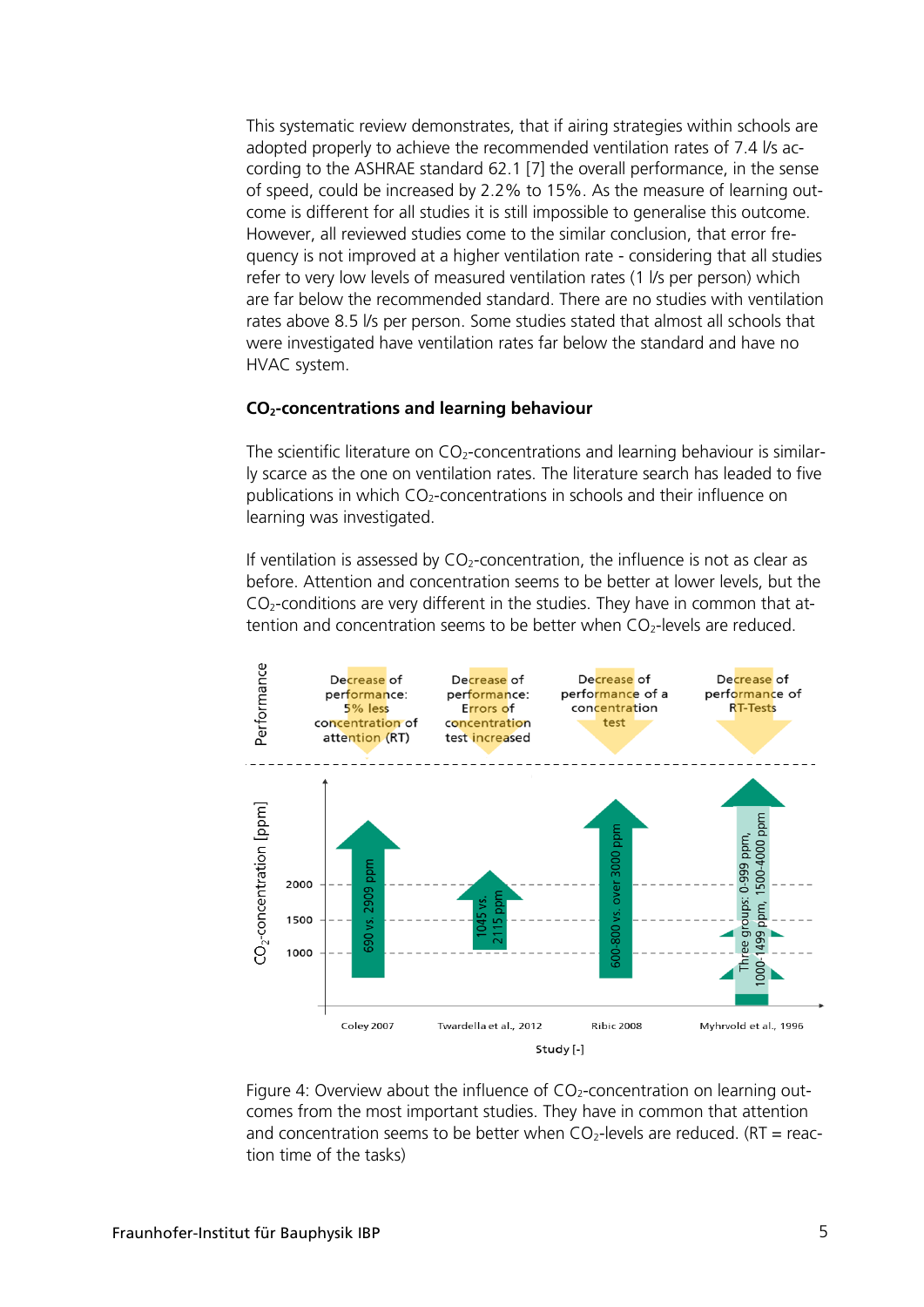This systematic review demonstrates, that if airing strategies within schools are adopted properly to achieve the recommended ventilation rates of 7.4 l/s according to the ASHRAE standard 62.1 [7] the overall performance, in the sense of speed, could be increased by 2.2% to 15%. As the measure of learning outcome is different for all studies it is still impossible to generalise this outcome. However, all reviewed studies come to the similar conclusion, that error frequency is not improved at a higher ventilation rate - considering that all studies refer to very low levels of measured ventilation rates (1 l/s per person) which are far below the recommended standard. There are no studies with ventilation rates above 8.5 l/s per person. Some studies stated that almost all schools that were investigated have ventilation rates far below the standard and have no HVAC system.

### $CO_2$-concentrations and learning behaviour

The scientific literature on $CO_2$-concentrations and learning behaviour is similarly scarce as the one on ventilation rates. The literature search has leaded to five publications in which $CO_2$-concentrations in schools and their influence on learning was investigated.

If ventilation is assessed by $CO_2$-concentration, the influence is not as clear as before. Attention and concentration seems to be better at lower levels, but the $CO_2$-conditions are very different in the studies. They have in common that attention and concentration seems to be better when $CO_2$-levels are reduced.

Performance

| Study | Performance | $CO_2$-concentration [ppm] |
|---|---|---|
| Coley 2007 | Decrease of performance: 5% less concentration of attention (RT) | 690 vs. 2909 ppm |
| Twardella et al., 2012 | Decrease of performance: Errors of concentration test increased | 1045 vs. 2115 ppm |
| Ribic 2008 | Decrease of performance of a concentration test | 600-800 vs. over 3000 ppm |
| Myhrvold et al., 1996 | Decrease of performance of RT-Tests | Three groups: 0-999 ppm, 1000-1499 ppm, 1500-4000 ppm |

$CO_2$-concentration [ppm] (axis: 1000, 1500, 2000)

Study [-]

Figure 4: Overview about the influence of $CO_2$-concentration on learning outcomes from the most important studies. They have in common that attention and concentration seems to be better when $CO_2$-levels are reduced. (RT = reaction time of the tasks)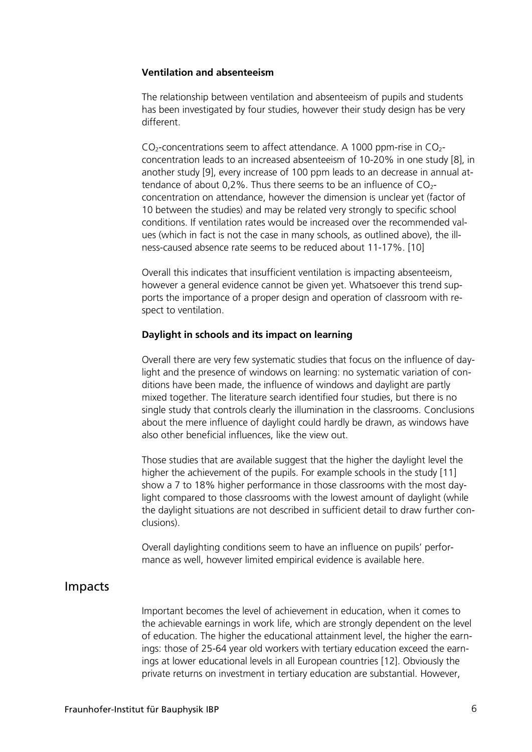### Ventilation and absenteeism

The relationship between ventilation and absenteeism of pupils and students has been investigated by four studies, however their study design has be very different.

$CO_2$-concentrations seem to affect attendance. A 1000 ppm-rise in $CO_2$-concentration leads to an increased absenteeism of 10-20% in one study [8], in another study [9], every increase of 100 ppm leads to an decrease in annual attendance of about 0,2%. Thus there seems to be an influence of $CO_2$-concentration on attendance, however the dimension is unclear yet (factor of 10 between the studies) and may be related very strongly to specific school conditions. If ventilation rates would be increased over the recommended values (which in fact is not the case in many schools, as outlined above), the illness-caused absence rate seems to be reduced about 11-17%. [10]

Overall this indicates that insufficient ventilation is impacting absenteeism, however a general evidence cannot be given yet. Whatsoever this trend supports the importance of a proper design and operation of classroom with respect to ventilation.

### Daylight in schools and its impact on learning

Overall there are very few systematic studies that focus on the influence of daylight and the presence of windows on learning: no systematic variation of conditions have been made, the influence of windows and daylight are partly mixed together. The literature search identified four studies, but there is no single study that controls clearly the illumination in the classrooms. Conclusions about the mere influence of daylight could hardly be drawn, as windows have also other beneficial influences, like the view out.

Those studies that are available suggest that the higher the daylight level the higher the achievement of the pupils. For example schools in the study [11] show a 7 to 18% higher performance in those classrooms with the most daylight compared to those classrooms with the lowest amount of daylight (while the daylight situations are not described in sufficient detail to draw further conclusions).

Overall daylighting conditions seem to have an influence on pupils' performance as well, however limited empirical evidence is available here.

## Impacts

Important becomes the level of achievement in education, when it comes to the achievable earnings in work life, which are strongly dependent on the level of education. The higher the educational attainment level, the higher the earnings: those of 25-64 year old workers with tertiary education exceed the earnings at lower educational levels in all European countries [12]. Obviously the private returns on investment in tertiary education are substantial. However,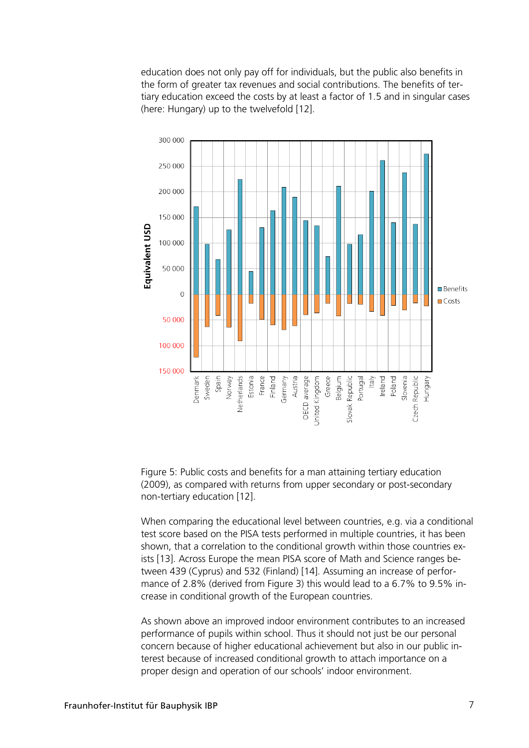education does not only pay off for individuals, but the public also benefits in the form of greater tax revenues and social contributions. The benefits of tertiary education exceed the costs by at least a factor of 1.5 and in singular cases (here: Hungary) up to the twelvefold [12].

Figure 5: Public costs and benefits for a man attaining tertiary education (2009), as compared with returns from upper secondary or post-secondary non-tertiary education [12].

When comparing the educational level between countries, e.g. via a conditional test score based on the PISA tests performed in multiple countries, it has been shown, that a correlation to the conditional growth within those countries exists [13]. Across Europe the mean PISA score of Math and Science ranges between 439 (Cyprus) and 532 (Finland) [14]. Assuming an increase of performance of 2.8% (derived from Figure 3) this would lead to a 6.7% to 9.5% increase in conditional growth of the European countries.

As shown above an improved indoor environment contributes to an increased performance of pupils within school. Thus it should not just be our personal concern because of higher educational achievement but also in our public interest because of increased conditional growth to attach importance on a proper design and operation of our schools' indoor environment.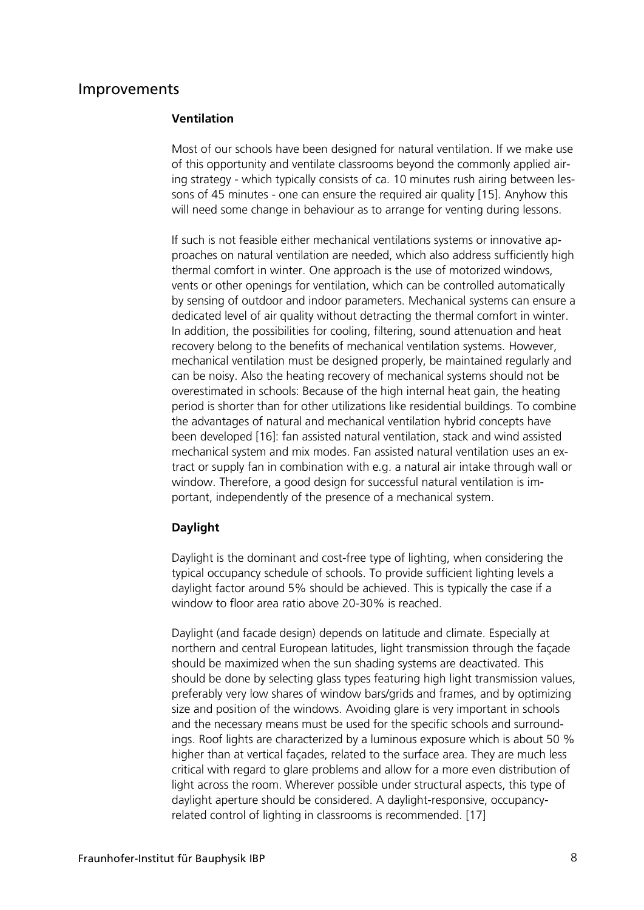## Improvements

### Ventilation

Most of our schools have been designed for natural ventilation. If we make use of this opportunity and ventilate classrooms beyond the commonly applied airing strategy - which typically consists of ca. 10 minutes rush airing between lessons of 45 minutes - one can ensure the required air quality [15]. Anyhow this will need some change in behaviour as to arrange for venting during lessons.

If such is not feasible either mechanical ventilations systems or innovative approaches on natural ventilation are needed, which also address sufficiently high thermal comfort in winter. One approach is the use of motorized windows, vents or other openings for ventilation, which can be controlled automatically by sensing of outdoor and indoor parameters. Mechanical systems can ensure a dedicated level of air quality without detracting the thermal comfort in winter. In addition, the possibilities for cooling, filtering, sound attenuation and heat recovery belong to the benefits of mechanical ventilation systems. However, mechanical ventilation must be designed properly, be maintained regularly and can be noisy. Also the heating recovery of mechanical systems should not be overestimated in schools: Because of the high internal heat gain, the heating period is shorter than for other utilizations like residential buildings. To combine the advantages of natural and mechanical ventilation hybrid concepts have been developed [16]: fan assisted natural ventilation, stack and wind assisted mechanical system and mix modes. Fan assisted natural ventilation uses an extract or supply fan in combination with e.g. a natural air intake through wall or window. Therefore, a good design for successful natural ventilation is important, independently of the presence of a mechanical system.

### Daylight

Daylight is the dominant and cost-free type of lighting, when considering the typical occupancy schedule of schools. To provide sufficient lighting levels a daylight factor around 5% should be achieved. This is typically the case if a window to floor area ratio above 20-30% is reached.

Daylight (and facade design) depends on latitude and climate. Especially at northern and central European latitudes, light transmission through the façade should be maximized when the sun shading systems are deactivated. This should be done by selecting glass types featuring high light transmission values, preferably very low shares of window bars/grids and frames, and by optimizing size and position of the windows. Avoiding glare is very important in schools and the necessary means must be used for the specific schools and surroundings. Roof lights are characterized by a luminous exposure which is about 50 % higher than at vertical façades, related to the surface area. They are much less critical with regard to glare problems and allow for a more even distribution of light across the room. Wherever possible under structural aspects, this type of daylight aperture should be considered. A daylight-responsive, occupancy-related control of lighting in classrooms is recommended. [17]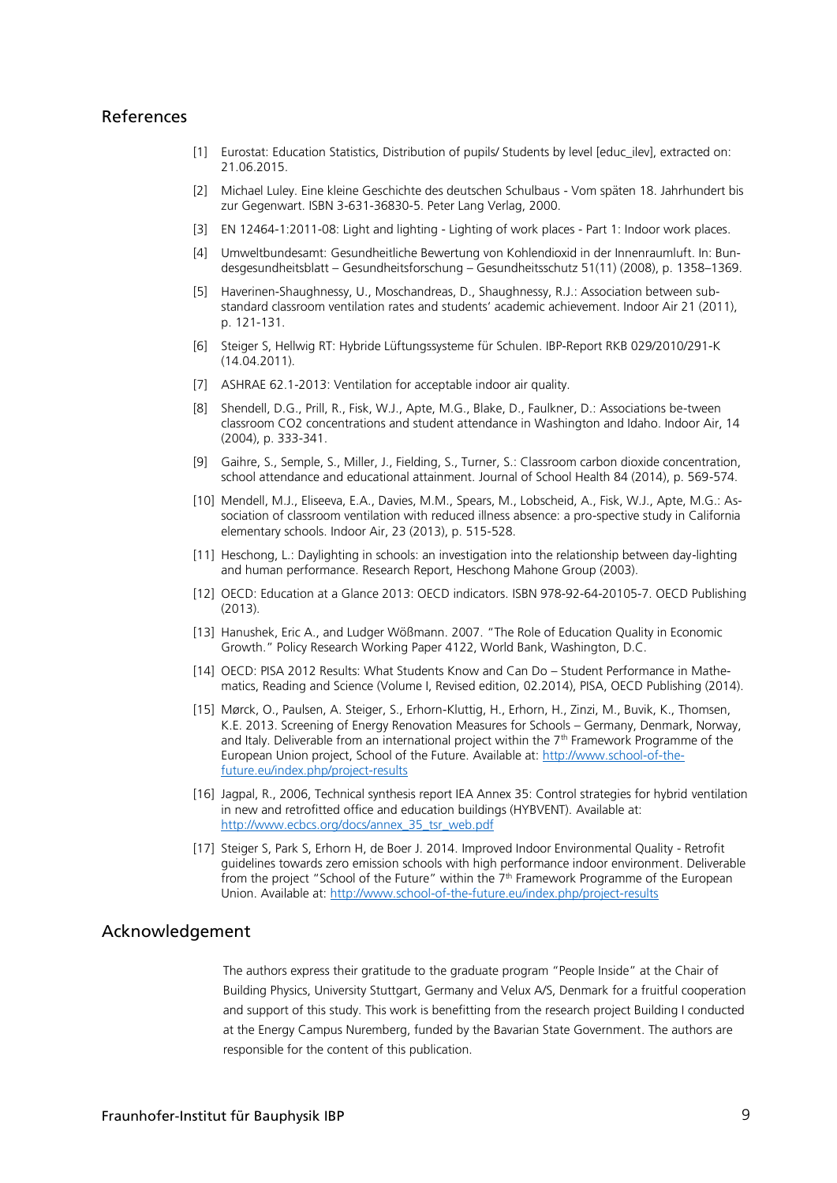## References

[1] Eurostat: Education Statistics, Distribution of pupils/ Students by level [educ_ilev], extracted on: 21.06.2015.

[2] Michael Luley. Eine kleine Geschichte des deutschen Schulbaus - Vom späten 18. Jahrhundert bis zur Gegenwart. ISBN 3-631-36830-5. Peter Lang Verlag, 2000.

[3] EN 12464-1:2011-08: Light and lighting - Lighting of work places - Part 1: Indoor work places.

[4] Umweltbundesamt: Gesundheitliche Bewertung von Kohlendioxid in der Innenraumluft. In: Bundesgesundheitsblatt – Gesundheitsforschung – Gesundheitsschutz 51(11) (2008), p. 1358–1369.

[5] Haverinen-Shaughnessy, U., Moschandreas, D., Shaughnessy, R.J.: Association between substandard classroom ventilation rates and students' academic achievement. Indoor Air 21 (2011), p. 121-131.

[6] Steiger S, Hellwig RT: Hybride Lüftungssysteme für Schulen. IBP-Report RKB 029/2010/291-K (14.04.2011).

[7] ASHRAE 62.1-2013: Ventilation for acceptable indoor air quality.

[8] Shendell, D.G., Prill, R., Fisk, W.J., Apte, M.G., Blake, D., Faulkner, D.: Associations be-tween classroom CO2 concentrations and student attendance in Washington and Idaho. Indoor Air, 14 (2004), p. 333-341.

[9] Gaihre, S., Semple, S., Miller, J., Fielding, S., Turner, S.: Classroom carbon dioxide concentration, school attendance and educational attainment. Journal of School Health 84 (2014), p. 569-574.

[10] Mendell, M.J., Eliseeva, E.A., Davies, M.M., Spears, M., Lobscheid, A., Fisk, W.J., Apte, M.G.: Association of classroom ventilation with reduced illness absence: a pro-spective study in California elementary schools. Indoor Air, 23 (2013), p. 515-528.

[11] Heschong, L.: Daylighting in schools: an investigation into the relationship between day-lighting and human performance. Research Report, Heschong Mahone Group (2003).

[12] OECD: Education at a Glance 2013: OECD indicators. ISBN 978-92-64-20105-7. OECD Publishing (2013).

[13] Hanushek, Eric A., and Ludger Wößmann. 2007. "The Role of Education Quality in Economic Growth." Policy Research Working Paper 4122, World Bank, Washington, D.C.

[14] OECD: PISA 2012 Results: What Students Know and Can Do – Student Performance in Mathematics, Reading and Science (Volume I, Revised edition, 02.2014), PISA, OECD Publishing (2014).

[15] Mørck, O., Paulsen, A. Steiger, S., Erhorn-Kluttig, H., Erhorn, H., Zinzi, M., Buvik, K., Thomsen, K.E. 2013. Screening of Energy Renovation Measures for Schools – Germany, Denmark, Norway, and Italy. Deliverable from an international project within the 7th Framework Programme of the European Union project, School of the Future. Available at: http://www.school-of-the-future.eu/index.php/project-results

[16] Jagpal, R., 2006, Technical synthesis report IEA Annex 35: Control strategies for hybrid ventilation in new and retrofitted office and education buildings (HYBVENT). Available at: http://www.ecbcs.org/docs/annex_35_tsr_web.pdf

[17] Steiger S, Park S, Erhorn H, de Boer J. 2014. Improved Indoor Environmental Quality - Retrofit guidelines towards zero emission schools with high performance indoor environment. Deliverable from the project "School of the Future" within the 7th Framework Programme of the European Union. Available at: http://www.school-of-the-future.eu/index.php/project-results

## Acknowledgement

The authors express their gratitude to the graduate program "People Inside" at the Chair of Building Physics, University Stuttgart, Germany and Velux A/S, Denmark for a fruitful cooperation and support of this study. This work is benefitting from the research project Building I conducted at the Energy Campus Nuremberg, funded by the Bavarian State Government. The authors are responsible for the content of this publication.